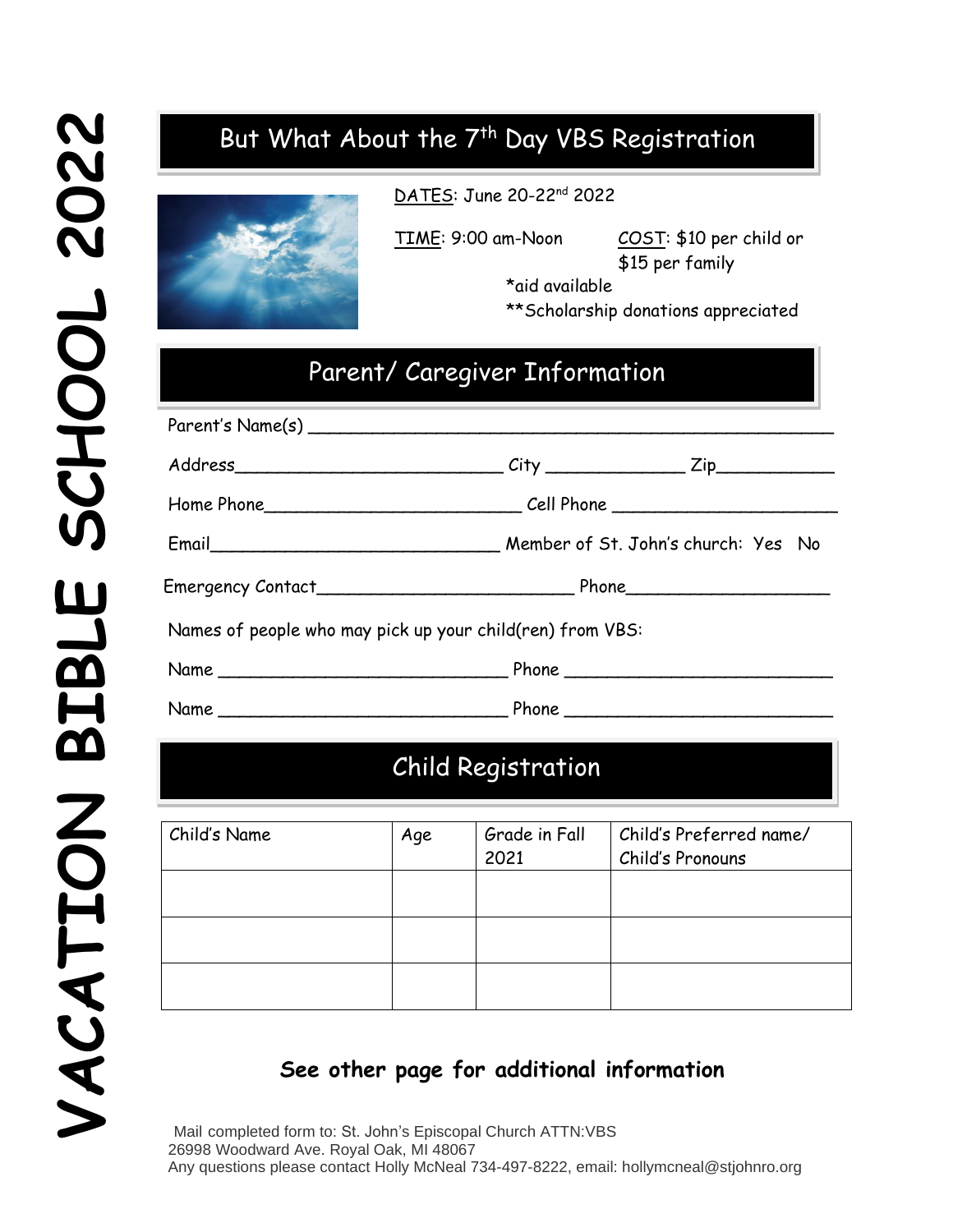# VACATION BIBLE SCHOOL 2022

## But What About the 7th Day VBS Registration

DATES: June 20-22nd 2022

TIME: 9:00 am-Noon

COST: $10 per child or $15 per family

*aid available

**Scholarship donations appreciated

## Parent/ Caregiver Information

Parent's Name(s) ___________________________________________

Address_________________________ City _____________ Zip___________

Home Phone_______________________ Cell Phone _____________________

Email___________________________ Member of St. John's church: Yes No

Emergency Contact________________________ Phone___________________

Names of people who may pick up your child(ren) from VBS:

Name ___________________________ Phone _________________________

Name ___________________________ Phone _________________________

## Child Registration

| Child's Name | Age | Grade in Fall 2021 | Child's Preferred name/ Child's Pronouns |
|---|---|---|---|
| | | | |
| | | | |
| | | | |

**See other page for additional information**

Mail completed form to: St. John's Episcopal Church ATTN:VBS
26998 Woodward Ave. Royal Oak, MI 48067
Any questions please contact Holly McNeal 734-497-8222, email: hollymcneal@stjohnro.org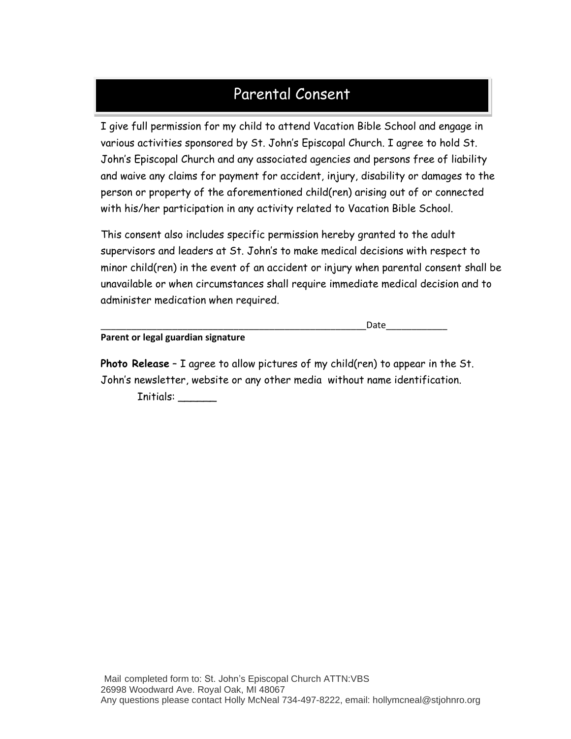# Parental Consent

I give full permission for my child to attend Vacation Bible School and engage in various activities sponsored by St. John's Episcopal Church. I agree to hold St. John's Episcopal Church and any associated agencies and persons free of liability and waive any claims for payment for accident, injury, disability or damages to the person or property of the aforementioned child(ren) arising out of or connected with his/her participation in any activity related to Vacation Bible School.

This consent also includes specific permission hereby granted to the adult supervisors and leaders at St. John's to make medical decisions with respect to minor child(ren) in the event of an accident or injury when parental consent shall be unavailable or when circumstances shall require immediate medical decision and to administer medication when required.

_________________________________________________Date___________

**Parent or legal guardian signature**

**Photo Release** – I agree to allow pictures of my child(ren) to appear in the St. John's newsletter, website or any other media without name identification.

Initials: ______

Mail completed form to: St. John's Episcopal Church ATTN:VBS
26998 Woodward Ave. Royal Oak, MI 48067
Any questions please contact Holly McNeal 734-497-8222, email: hollymcneal@stjohnro.org